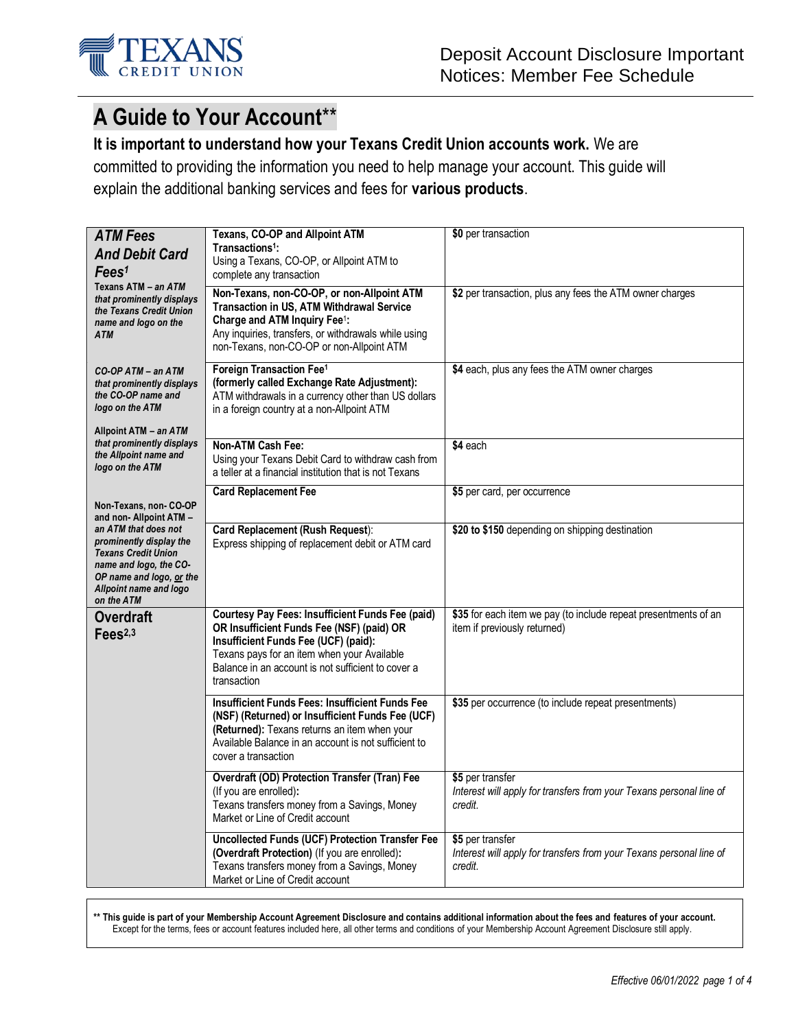# A Guide to Your Account**

**It is important to understand how your Texans Credit Union accounts work.** We are committed to providing the information you need to help manage your account. This guide will explain the additional banking services and fees for **various products**.

| | | |
|---|---|---|
| ***ATM Fees And Debit Card Fees*[1]** <br> ***Texans ATM – an ATM that prominently displays the Texans Credit Union name and logo on the ATM*** <br><br> ***CO-OP ATM – an ATM that prominently displays the CO-OP name and logo on the ATM*** <br><br> ***Allpoint ATM – an ATM that prominently displays the Allpoint name and logo on the ATM*** <br><br> ***Non-Texans, non- CO-OP and non- Allpoint ATM – an ATM that does not prominently display the Texans Credit Union name and logo, the CO-OP name and logo, or the Allpoint name and logo on the ATM*** | **Texans, CO-OP and Allpoint ATM Transactions[1]:** Using a Texans, CO-OP, or Allpoint ATM to complete any transaction | **$0** per transaction |
| | **Non-Texans, non-CO-OP, or non-Allpoint ATM Transaction in US, ATM Withdrawal Service Charge and ATM Inquiry Fee[1]:** Any inquiries, transfers, or withdrawals while using non-Texans, non-CO-OP or non-Allpoint ATM | **$2** per transaction, plus any fees the ATM owner charges |
| | **Foreign Transaction Fee[1] (formerly called Exchange Rate Adjustment):** ATM withdrawals in a currency other than US dollars in a foreign country at a non-Allpoint ATM | **$4** each, plus any fees the ATM owner charges |
| | **Non-ATM Cash Fee:** Using your Texans Debit Card to withdraw cash from a teller at a financial institution that is not Texans | **$4** each |
| | **Card Replacement Fee** | **$5** per card, per occurrence |
| | **Card Replacement (Rush Request):** Express shipping of replacement debit or ATM card | **$20 to $150** depending on shipping destination |
| **Overdraft Fees[2,3]** | **Courtesy Pay Fees: Insufficient Funds Fee (paid) OR Insufficient Funds Fee (NSF) (paid) OR Insufficient Funds Fee (UCF) (paid):** Texans pays for an item when your Available Balance in an account is not sufficient to cover a transaction | **$35** for each item we pay (to include repeat presentments of an item if previously returned) |
| | **Insufficient Funds Fees: Insufficient Funds Fee (NSF) (Returned) or Insufficient Funds Fee (UCF) (Returned):** Texans returns an item when your Available Balance in an account is not sufficient to cover a transaction | **$35** per occurrence (to include repeat presentments) |
| | **Overdraft (OD) Protection Transfer (Tran) Fee** (If you are enrolled)**:** Texans transfers money from a Savings, Money Market or Line of Credit account | **$5** per transfer <br> *Interest will apply for transfers from your Texans personal line of credit.* |
| | **Uncollected Funds (UCF) Protection Transfer Fee (Overdraft Protection)** (If you are enrolled)**:** Texans transfers money from a Savings, Money Market or Line of Credit account | **$5** per transfer <br> *Interest will apply for transfers from your Texans personal line of credit.* |

**** This guide is part of your Membership Account Agreement Disclosure and contains additional information about the fees and features of your account.** Except for the terms, fees or account features included here, all other terms and conditions of your Membership Account Agreement Disclosure still apply.

*Effective 06/01/2022*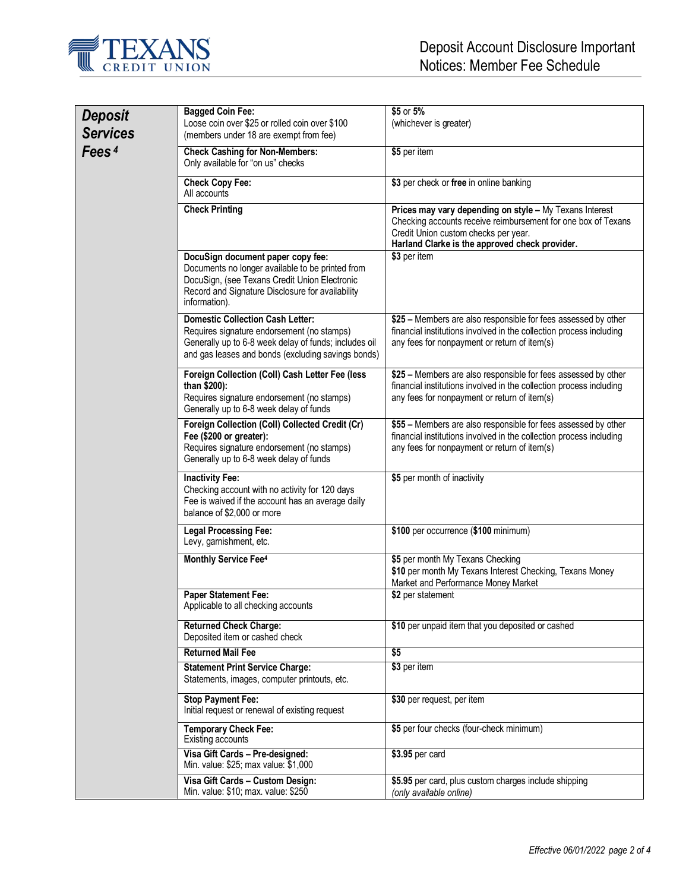# Deposit Account Disclosure Important Notices: Member Fee Schedule

| | | |
|---|---|---|
| ***Deposit Services Fees*** [4] | **Bagged Coin Fee:** Loose coin over $25 or rolled coin over $100 (members under 18 are exempt from fee) | **$5** or **5%** (whichever is greater) |
| | **Check Cashing for Non-Members:** Only available for "on us" checks | **$5** per item |
| | **Check Copy Fee:** All accounts | **$3** per check or **free** in online banking |
| | **Check Printing** | **Prices may vary depending on style –** My Texans Interest Checking accounts receive reimbursement for one box of Texans Credit Union custom checks per year. **Harland Clarke is the approved check provider.** |
| | **DocuSign document paper copy fee:** Documents no longer available to be printed from DocuSign, (see Texans Credit Union Electronic Record and Signature Disclosure for availability information). | **$3** per item |
| | **Domestic Collection Cash Letter:** Requires signature endorsement (no stamps) Generally up to 6-8 week delay of funds; includes oil and gas leases and bonds (excluding savings bonds) | **$25 –** Members are also responsible for fees assessed by other financial institutions involved in the collection process including any fees for nonpayment or return of item(s) |
| | **Foreign Collection (Coll) Cash Letter Fee (less than $200):** Requires signature endorsement (no stamps) Generally up to 6-8 week delay of funds | **$25 –** Members are also responsible for fees assessed by other financial institutions involved in the collection process including any fees for nonpayment or return of item(s) |
| | **Foreign Collection (Coll) Collected Credit (Cr) Fee ($200 or greater):** Requires signature endorsement (no stamps) Generally up to 6-8 week delay of funds | **$55 –** Members are also responsible for fees assessed by other financial institutions involved in the collection process including any fees for nonpayment or return of item(s) |
| | **Inactivity Fee:** Checking account with no activity for 120 days Fee is waived if the account has an average daily balance of $2,000 or more | **$5** per month of inactivity |
| | **Legal Processing Fee:** Levy, garnishment, etc. | **$100** per occurrence (**$100** minimum) |
| | **Monthly Service Fee**[4] | **$5** per month My Texans Checking **$10** per month My Texans Interest Checking, Texans Money Market and Performance Money Market |
| | **Paper Statement Fee:** Applicable to all checking accounts | **$2** per statement |
| | **Returned Check Charge:** Deposited item or cashed check | **$10** per unpaid item that you deposited or cashed |
| | **Returned Mail Fee** | **$5** |
| | **Statement Print Service Charge:** Statements, images, computer printouts, etc. | **$3** per item |
| | **Stop Payment Fee:** Initial request or renewal of existing request | **$30** per request, per item |
| | **Temporary Check Fee:** Existing accounts | **$5** per four checks (four-check minimum) |
| | **Visa Gift Cards – Pre-designed:** Min. value: $25; max value: $1,000 | **$3.95** per card |
| | **Visa Gift Cards – Custom Design:** Min. value: $10; max. value: $250 | **$5.95** per card, plus custom charges include shipping *(only available online)* |

*Effective 06/01/2022*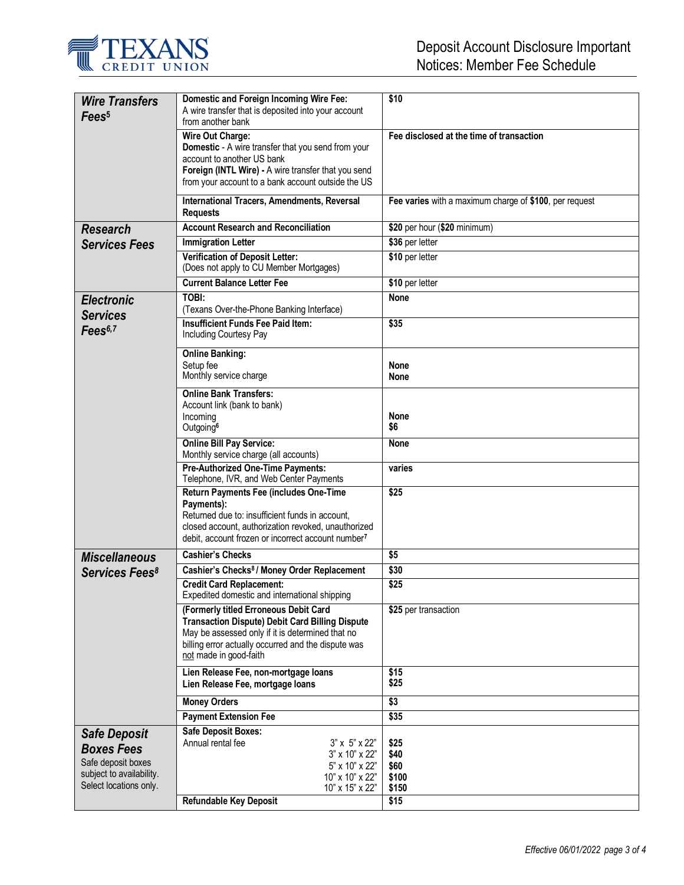| | | |
|---|---|---|
| ***Wire Transfers Fees*** [5] | **Domestic and Foreign Incoming Wire Fee:** A wire transfer that is deposited into your account from another bank | **$10** |
| | **Wire Out Charge:** **Domestic** - A wire transfer that you send from your account to another US bank **Foreign (INTL Wire) -** A wire transfer that you send from your account to a bank account outside the US | **Fee disclosed at the time of transaction** |
| | **International Tracers, Amendments, Reversal Requests** | **Fee varies** with a maximum charge of **$100**, per request |
| ***Research Services Fees*** | **Account Research and Reconciliation** | **$20** per hour (**$20** minimum) |
| | **Immigration Letter** | **$36** per letter |
| | **Verification of Deposit Letter:** (Does not apply to CU Member Mortgages) | **$10** per letter |
| | **Current Balance Letter Fee** | **$10** per letter |
| ***Electronic Services Fees*** [6,7] | **TOBI:** (Texans Over-the-Phone Banking Interface) | **None** |
| | **Insufficient Funds Fee Paid Item:** Including Courtesy Pay | **$35** |
| | **Online Banking:** Setup fee Monthly service charge | **None** **None** |
| | **Online Bank Transfers:** Account link (bank to bank) Incoming Outgoing[6] | **None** **$6** |
| | **Online Bill Pay Service:** Monthly service charge (all accounts) | **None** |
| | **Pre-Authorized One-Time Payments:** Telephone, IVR, and Web Center Payments | **varies** |
| | **Return Payments Fee (includes One-Time Payments):** Returned due to: insufficient funds in account, closed account, authorization revoked, unauthorized debit, account frozen or incorrect account number[7] | **$25** |
| ***Miscellaneous Services Fees*** [8] | **Cashier's Checks** | **$5** |
| | **Cashier's Checks[8] / Money Order Replacement** | **$30** |
| | **Credit Card Replacement:** Expedited domestic and international shipping | **$25** |
| | **(Formerly titled Erroneous Debit Card Transaction Dispute) Debit Card Billing Dispute** May be assessed only if it is determined that no billing error actually occurred and the dispute was not made in good-faith | **$25** per transaction |
| | **Lien Release Fee, non-mortgage loans** **Lien Release Fee, mortgage loans** | **$15** **$25** |
| | **Money Orders** | **$3** |
| | **Payment Extension Fee** | **$35** |
| ***Safe Deposit Boxes Fees*** Safe deposit boxes subject to availability. Select locations only. | **Safe Deposit Boxes:** Annual rental fee 3" x 5" x 22" / 3" x 10" x 22" / 5" x 10" x 22" / 10" x 10" x 22" / 10" x 15" x 22" | **$25** / **$40** / **$60** / **$100** / **$150** |
| | **Refundable Key Deposit** | **$15** |

*Effective 06/01/2022*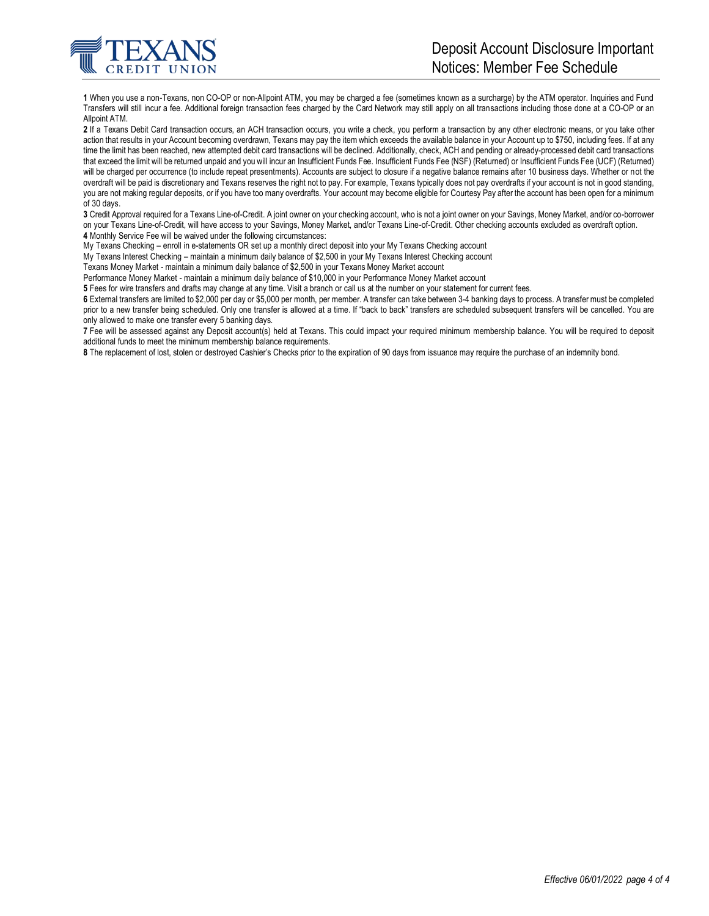**1** When you use a non-Texans, non CO-OP or non-Allpoint ATM, you may be charged a fee (sometimes known as a surcharge) by the ATM operator. Inquiries and Fund Transfers will still incur a fee. Additional foreign transaction fees charged by the Card Network may still apply on all transactions including those done at a CO-OP or an Allpoint ATM.

**2** If a Texans Debit Card transaction occurs, an ACH transaction occurs, you write a check, you perform a transaction by any other electronic means, or you take other action that results in your Account becoming overdrawn, Texans may pay the item which exceeds the available balance in your Account up to $750, including fees. If at any time the limit has been reached, new attempted debit card transactions will be declined. Additionally, check, ACH and pending or already-processed debit card transactions that exceed the limit will be returned unpaid and you will incur an Insufficient Funds Fee. Insufficient Funds Fee (NSF) (Returned) or Insufficient Funds Fee (UCF) (Returned) will be charged per occurrence (to include repeat presentments). Accounts are subject to closure if a negative balance remains after 10 business days. Whether or not the overdraft will be paid is discretionary and Texans reserves the right not to pay. For example, Texans typically does not pay overdrafts if your account is not in good standing, you are not making regular deposits, or if you have too many overdrafts. Your account may become eligible for Courtesy Pay after the account has been open for a minimum of 30 days.

**3** Credit Approval required for a Texans Line-of-Credit. A joint owner on your checking account, who is not a joint owner on your Savings, Money Market, and/or co-borrower on your Texans Line-of-Credit, will have access to your Savings, Money Market, and/or Texans Line-of-Credit. Other checking accounts excluded as overdraft option.

**4** Monthly Service Fee will be waived under the following circumstances:

My Texans Checking – enroll in e-statements OR set up a monthly direct deposit into your My Texans Checking account

My Texans Interest Checking – maintain a minimum daily balance of $2,500 in your My Texans Interest Checking account

Texans Money Market - maintain a minimum daily balance of $2,500 in your Texans Money Market account

Performance Money Market - maintain a minimum daily balance of $10,000 in your Performance Money Market account

**5** Fees for wire transfers and drafts may change at any time. Visit a branch or call us at the number on your statement for current fees.

**6** External transfers are limited to $2,000 per day or $5,000 per month, per member. A transfer can take between 3-4 banking days to process. A transfer must be completed prior to a new transfer being scheduled. Only one transfer is allowed at a time. If "back to back" transfers are scheduled subsequent transfers will be cancelled. You are only allowed to make one transfer every 5 banking days.

**7** Fee will be assessed against any Deposit account(s) held at Texans. This could impact your required minimum membership balance. You will be required to deposit additional funds to meet the minimum membership balance requirements.

**8** The replacement of lost, stolen or destroyed Cashier's Checks prior to the expiration of 90 days from issuance may require the purchase of an indemnity bond.